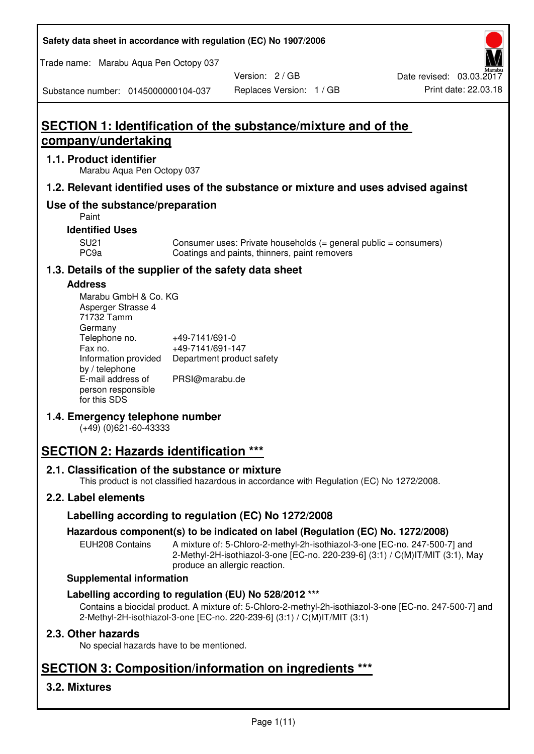Safety data sheet in accordance with regulation (EC) No 1907/2006

Trade name: Marabu Aqua Pen Octopy 037

| Substance number: 0145000000104-037 | Version: 2 / GB | Date revised: 03.03.2017 |
|---|---|---|
| | Replaces Version: 1 / GB | Print date: 22.03.18 |

# SECTION 1: Identification of the substance/mixture and of the company/undertaking

## 1.1. Product identifier

Marabu Aqua Pen Octopy 037

## 1.2. Relevant identified uses of the substance or mixture and uses advised against

### Use of the substance/preparation

Paint

**Identified Uses**

| | |
|---|---|
| SU21 | Consumer uses: Private households (= general public = consumers) |
| PC9a | Coatings and paints, thinners, paint removers |

## 1.3. Details of the supplier of the safety data sheet

**Address**

Marabu GmbH & Co. KG
Asperger Strasse 4
71732 Tamm
Germany

| | |
|---|---|
| Telephone no. | +49-7141/691-0 |
| Fax no. | +49-7141/691-147 |
| Information provided by / telephone | Department product safety |
| E-mail address of person responsible for this SDS | PRSI@marabu.de |

## 1.4. Emergency telephone number

(+49) (0)621-60-43333

# SECTION 2: Hazards identification ***

## 2.1. Classification of the substance or mixture

This product is not classified hazardous in accordance with Regulation (EC) No 1272/2008.

## 2.2. Label elements

### Labelling according to regulation (EC) No 1272/2008

**Hazardous component(s) to be indicated on label (Regulation (EC) No. 1272/2008)**

EUH208 Contains A mixture of: 5-Chloro-2-methyl-2h-isothiazol-3-one [EC-no. 247-500-7] and 2-Methyl-2H-isothiazol-3-one [EC-no. 220-239-6] (3:1) / C(M)IT/MIT (3:1), May produce an allergic reaction.

**Supplemental information**

**Labelling according to regulation (EU) No 528/2012 ***

Contains a biocidal product. A mixture of: 5-Chloro-2-methyl-2h-isothiazol-3-one [EC-no. 247-500-7] and 2-Methyl-2H-isothiazol-3-one [EC-no. 220-239-6] (3:1) / C(M)IT/MIT (3:1)

## 2.3. Other hazards

No special hazards have to be mentioned.

# SECTION 3: Composition/information on ingredients ***

## 3.2. Mixtures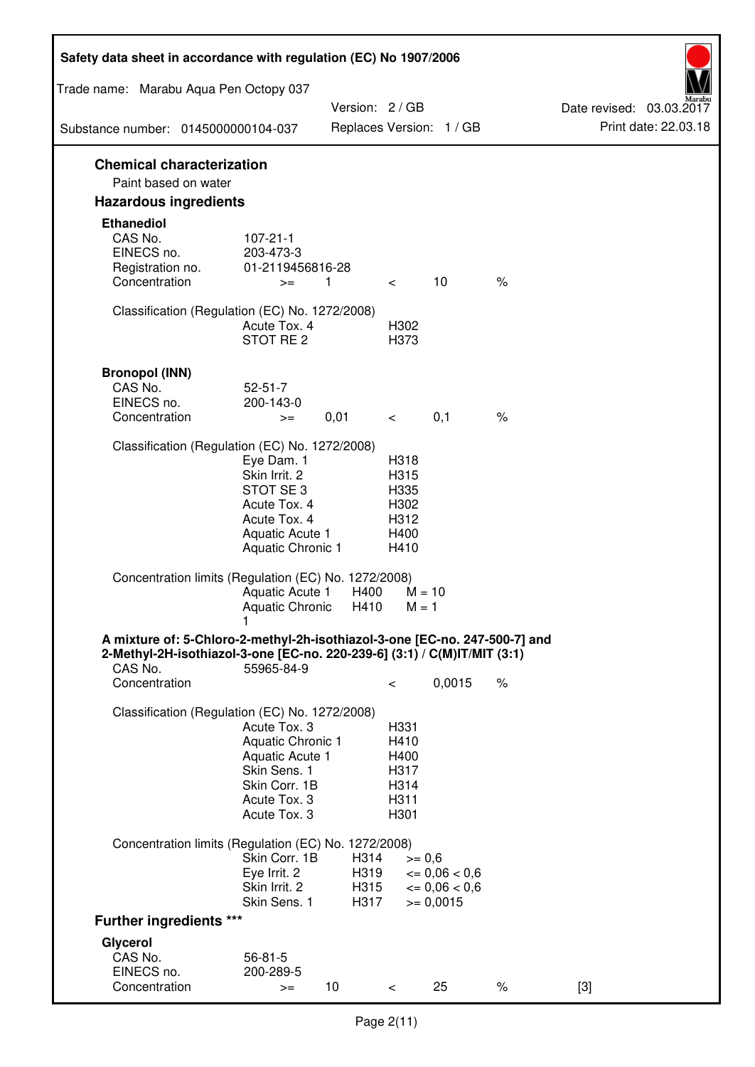## Chemical characterization

Paint based on water

## Hazardous ingredients

### Ethanediol

| | | | | | |
|---|---|---|---|---|---|
| CAS No. | 107-21-1 | | | | |
| EINECS no. | 203-473-3 | | | | |
| Registration no. | 01-2119456816-28 | | | | |
| Concentration | >= | 1 | < | 10 | % |

Classification (Regulation (EC) No. 1272/2008)

| | |
|---|---|
| Acute Tox. 4 | H302 |
| STOT RE 2 | H373 |

### Bronopol (INN)

| | | | | | |
|---|---|---|---|---|---|
| CAS No. | 52-51-7 | | | | |
| EINECS no. | 200-143-0 | | | | |
| Concentration | >= | 0,01 | < | 0,1 | % |

Classification (Regulation (EC) No. 1272/2008)

| | |
|---|---|
| Eye Dam. 1 | H318 |
| Skin Irrit. 2 | H315 |
| STOT SE 3 | H335 |
| Acute Tox. 4 | H302 |
| Acute Tox. 4 | H312 |
| Aquatic Acute 1 | H400 |
| Aquatic Chronic 1 | H410 |

Concentration limits (Regulation (EC) No. 1272/2008)

| | | |
|---|---|---|
| Aquatic Acute 1 | H400 | M = 10 |
| Aquatic Chronic 1 | H410 | M = 1 |

### A mixture of: 5-Chloro-2-methyl-2h-isothiazol-3-one [EC-no. 247-500-7] and 2-Methyl-2H-isothiazol-3-one [EC-no. 220-239-6] (3:1) / C(M)IT/MIT (3:1)

| | | | |
|---|---|---|---|
| CAS No. | 55965-84-9 | | |
| Concentration | < | 0,0015 | % |

Classification (Regulation (EC) No. 1272/2008)

| | |
|---|---|
| Acute Tox. 3 | H331 |
| Aquatic Chronic 1 | H410 |
| Aquatic Acute 1 | H400 |
| Skin Sens. 1 | H317 |
| Skin Corr. 1B | H314 |
| Acute Tox. 3 | H311 |
| Acute Tox. 3 | H301 |

Concentration limits (Regulation (EC) No. 1272/2008)

| | | |
|---|---|---|
| Skin Corr. 1B | H314 | >= 0,6 |
| Eye Irrit. 2 | H319 | <= 0,06 < 0,6 |
| Skin Irrit. 2 | H315 | <= 0,06 < 0,6 |
| Skin Sens. 1 | H317 | >= 0,0015 |

## Further ingredients ***

### Glycerol

| | | | | | | |
|---|---|---|---|---|---|---|
| CAS No. | 56-81-5 | | | | | |
| EINECS no. | 200-289-5 | | | | | |
| Concentration | >= | 10 | < | 25 | % | [3] |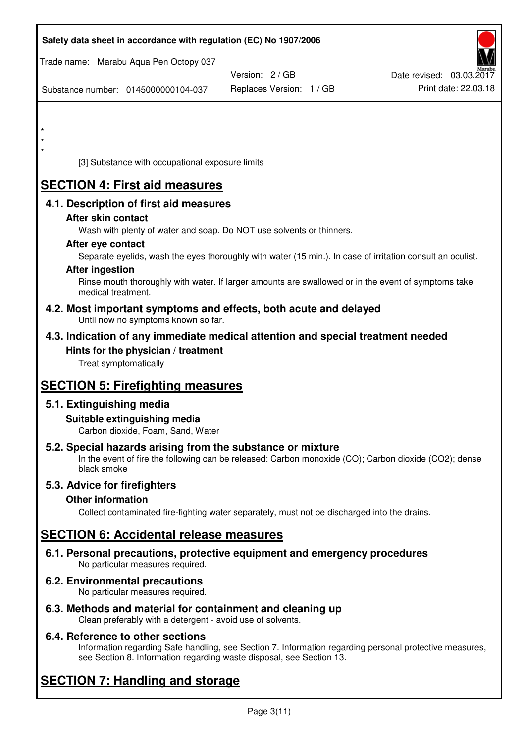*
*
*

[3] Substance with occupational exposure limits

# SECTION 4: First aid measures

## 4.1. Description of first aid measures

### After skin contact

Wash with plenty of water and soap. Do NOT use solvents or thinners.

### After eye contact

Separate eyelids, wash the eyes thoroughly with water (15 min.). In case of irritation consult an oculist.

### After ingestion

Rinse mouth thoroughly with water. If larger amounts are swallowed or in the event of symptoms take medical treatment.

## 4.2. Most important symptoms and effects, both acute and delayed

Until now no symptoms known so far.

## 4.3. Indication of any immediate medical attention and special treatment needed

### Hints for the physician / treatment

Treat symptomatically

# SECTION 5: Firefighting measures

## 5.1. Extinguishing media

### Suitable extinguishing media

Carbon dioxide, Foam, Sand, Water

## 5.2. Special hazards arising from the substance or mixture

In the event of fire the following can be released: Carbon monoxide (CO); Carbon dioxide ($CO_2$); dense black smoke

## 5.3. Advice for firefighters

### Other information

Collect contaminated fire-fighting water separately, must not be discharged into the drains.

# SECTION 6: Accidental release measures

## 6.1. Personal precautions, protective equipment and emergency procedures

No particular measures required.

## 6.2. Environmental precautions

No particular measures required.

## 6.3. Methods and material for containment and cleaning up

Clean preferably with a detergent - avoid use of solvents.

## 6.4. Reference to other sections

Information regarding Safe handling, see Section 7. Information regarding personal protective measures, see Section 8. Information regarding waste disposal, see Section 13.

# SECTION 7: Handling and storage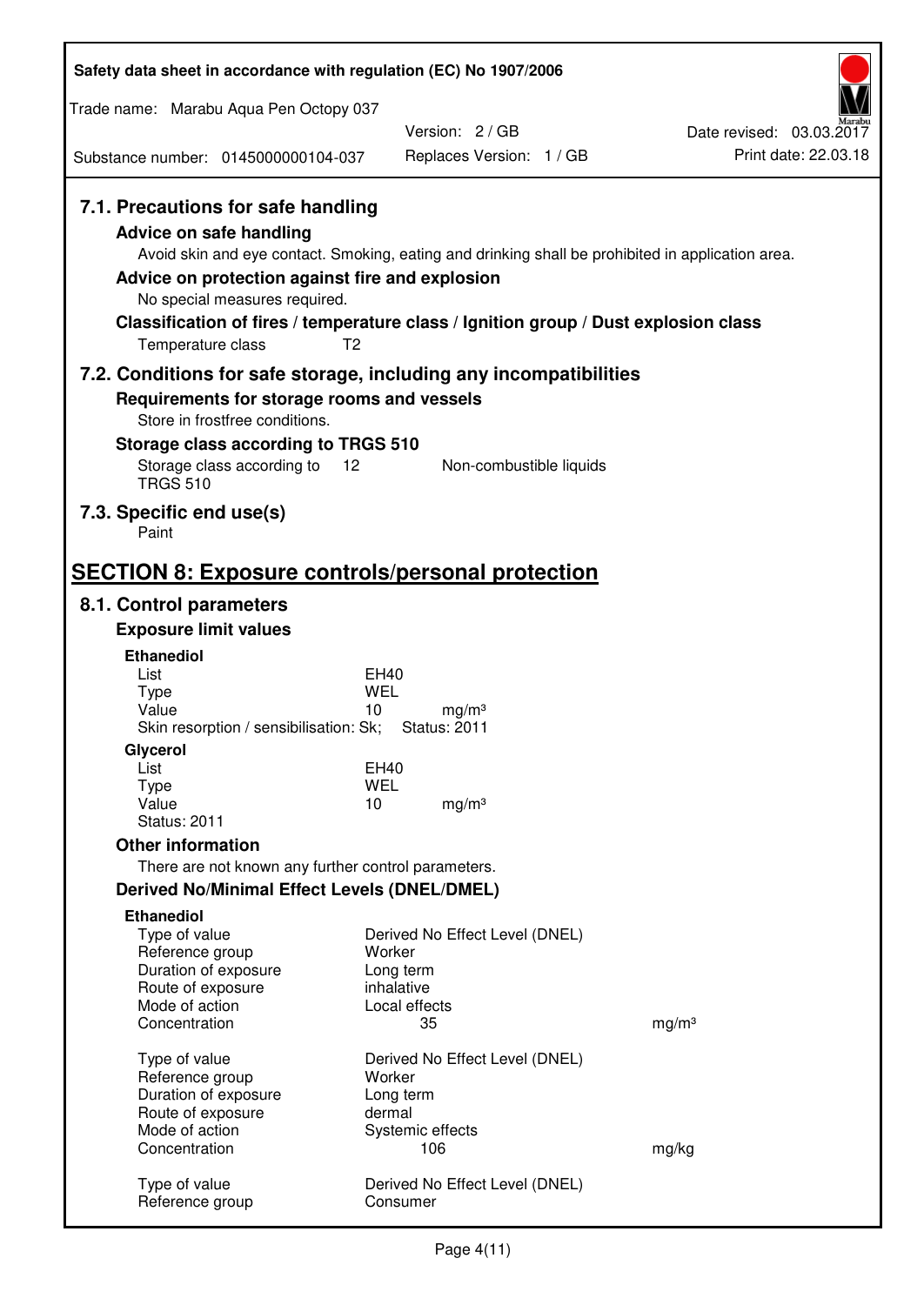## 7.1. Precautions for safe handling

### Advice on safe handling

Avoid skin and eye contact. Smoking, eating and drinking shall be prohibited in application area.

### Advice on protection against fire and explosion

No special measures required.

### Classification of fires / temperature class / Ignition group / Dust explosion class

Temperature class T2

## 7.2. Conditions for safe storage, including any incompatibilities

### Requirements for storage rooms and vessels

Store in frostfree conditions.

### Storage class according to TRGS 510

| | | |
|---|---|---|
| Storage class according to TRGS 510 | 12 | Non-combustible liquids |

## 7.3. Specific end use(s)

Paint

# SECTION 8: Exposure controls/personal protection

## 8.1. Control parameters

### Exposure limit values

**Ethanediol**

| | | |
|---|---|---|
| List | EH40 | |
| Type | WEL | |
| Value | 10 | mg/m³ |

Skin resorption / sensibilisation: Sk; Status: 2011

**Glycerol**

| | | |
|---|---|---|
| List | EH40 | |
| Type | WEL | |
| Value | 10 | mg/m³ |

Status: 2011

### Other information

There are not known any further control parameters.

### Derived No/Minimal Effect Levels (DNEL/DMEL)

**Ethanediol**

| | | |
|---|---|---|
| Type of value | Derived No Effect Level (DNEL) | |
| Reference group | Worker | |
| Duration of exposure | Long term | |
| Route of exposure | inhalative | |
| Mode of action | Local effects | |
| Concentration | 35 | mg/m³ |

| | | |
|---|---|---|
| Type of value | Derived No Effect Level (DNEL) | |
| Reference group | Worker | |
| Duration of exposure | Long term | |
| Route of exposure | dermal | |
| Mode of action | Systemic effects | |
| Concentration | 106 | mg/kg |

| | |
|---|---|
| Type of value | Derived No Effect Level (DNEL) |
| Reference group | Consumer |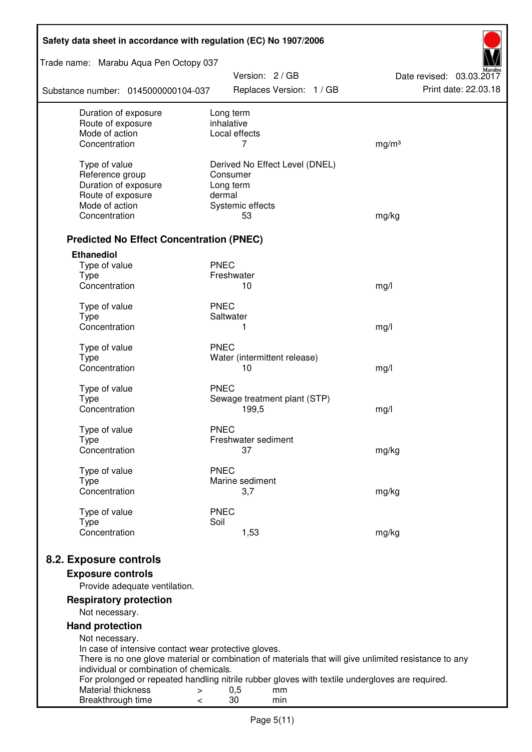| | | |
|---|---|---|
| Duration of exposure | Long term | |
| Route of exposure | inhalative | |
| Mode of action | Local effects | |
| Concentration | 7 | mg/m³ |
| | | |
| Type of value | Derived No Effect Level (DNEL) | |
| Reference group | Consumer | |
| Duration of exposure | Long term | |
| Route of exposure | dermal | |
| Mode of action | Systemic effects | |
| Concentration | 53 | mg/kg |

### Predicted No Effect Concentration (PNEC)

**Ethanediol**

| | | |
|---|---|---|
| Type of value | PNEC | |
| Type | Freshwater | |
| Concentration | 10 | mg/l |
| | | |
| Type of value | PNEC | |
| Type | Saltwater | |
| Concentration | 1 | mg/l |
| | | |
| Type of value | PNEC | |
| Type | Water (intermittent release) | |
| Concentration | 10 | mg/l |
| | | |
| Type of value | PNEC | |
| Type | Sewage treatment plant (STP) | |
| Concentration | 199,5 | mg/l |
| | | |
| Type of value | PNEC | |
| Type | Freshwater sediment | |
| Concentration | 37 | mg/kg |
| | | |
| Type of value | PNEC | |
| Type | Marine sediment | |
| Concentration | 3,7 | mg/kg |
| | | |
| Type of value | PNEC | |
| Type | Soil | |
| Concentration | 1,53 | mg/kg |

## 8.2. Exposure controls

### Exposure controls

Provide adequate ventilation.

### Respiratory protection

Not necessary.

### Hand protection

Not necessary.
In case of intensive contact wear protective gloves.
There is no one glove material or combination of materials that will give unlimited resistance to any individual or combination of chemicals.
For prolonged or repeated handling nitrile rubber gloves with textile undergloves are required.

| | | | |
|---|---|---|---|
| Material thickness | > | 0,5 | mm |
| Breakthrough time | < | 30 | min |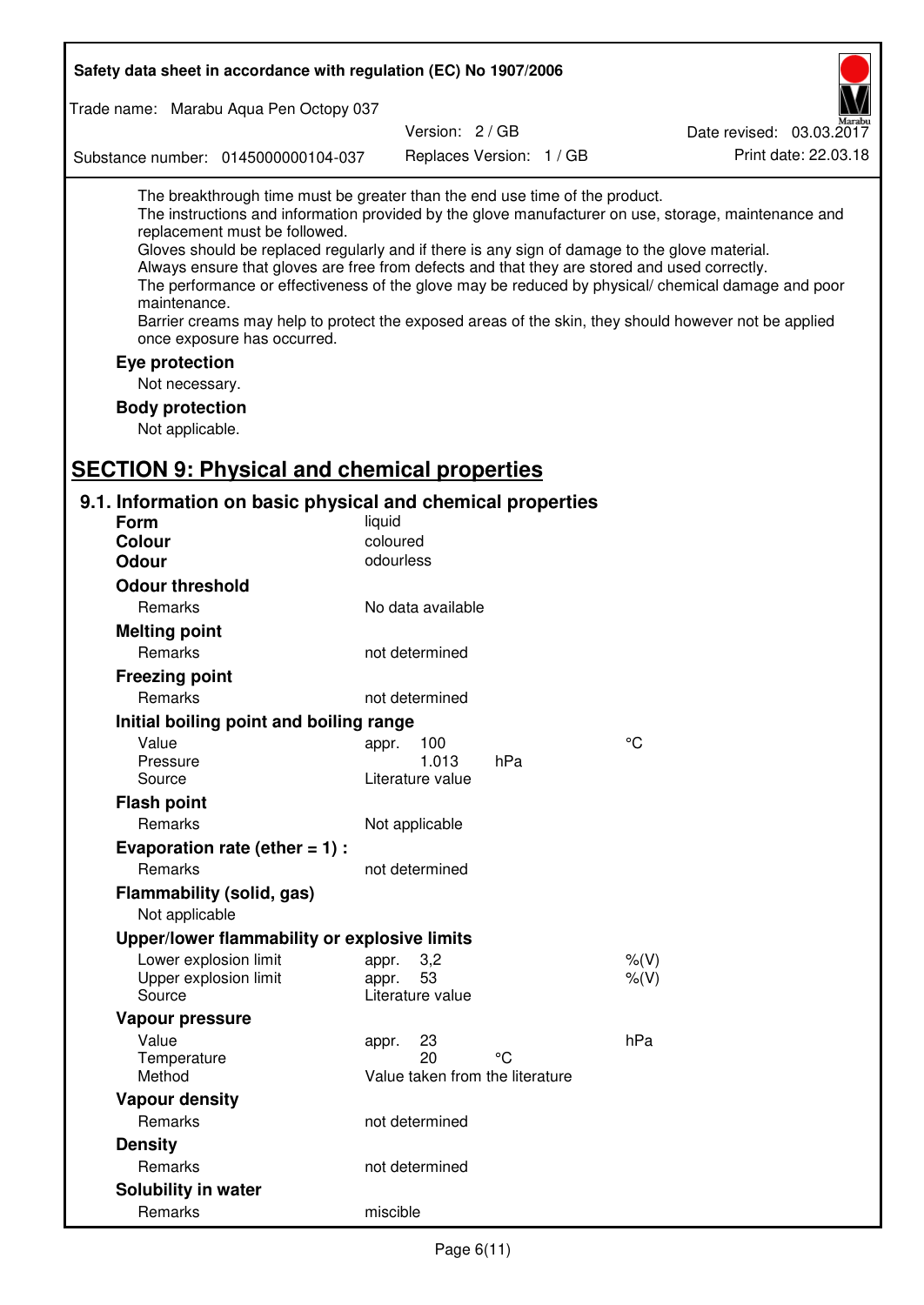The breakthrough time must be greater than the end use time of the product.
The instructions and information provided by the glove manufacturer on use, storage, maintenance and replacement must be followed.
Gloves should be replaced regularly and if there is any sign of damage to the glove material.
Always ensure that gloves are free from defects and that they are stored and used correctly.
The performance or effectiveness of the glove may be reduced by physical/ chemical damage and poor maintenance.
Barrier creams may help to protect the exposed areas of the skin, they should however not be applied once exposure has occurred.

**Eye protection**

Not necessary.

**Body protection**

Not applicable.

# SECTION 9: Physical and chemical properties

## 9.1. Information on basic physical and chemical properties

| | | | |
|---|---|---|---|
| **Form** | liquid | | |
| **Colour** | coloured | | |
| **Odour** | odourless | | |
| **Odour threshold** | | | |
| Remarks | No data available | | |
| **Melting point** | | | |
| Remarks | not determined | | |
| **Freezing point** | | | |
| Remarks | not determined | | |
| **Initial boiling point and boiling range** | | | |
| Value | appr. 100 | | °C |
| Pressure | 1.013 | hPa | |
| Source | Literature value | | |
| **Flash point** | | | |
| Remarks | Not applicable | | |
| **Evaporation rate (ether = 1) :** | | | |
| Remarks | not determined | | |
| **Flammability (solid, gas)** | | | |
| Not applicable | | | |
| **Upper/lower flammability or explosive limits** | | | |
| Lower explosion limit | appr. 3,2 | | %(V) |
| Upper explosion limit | appr. 53 | | %(V) |
| Source | Literature value | | |
| **Vapour pressure** | | | |
| Value | appr. 23 | | hPa |
| Temperature | 20 | °C | |
| Method | Value taken from the literature | | |
| **Vapour density** | | | |
| Remarks | not determined | | |
| **Density** | | | |
| Remarks | not determined | | |
| **Solubility in water** | | | |
| Remarks | miscible | | |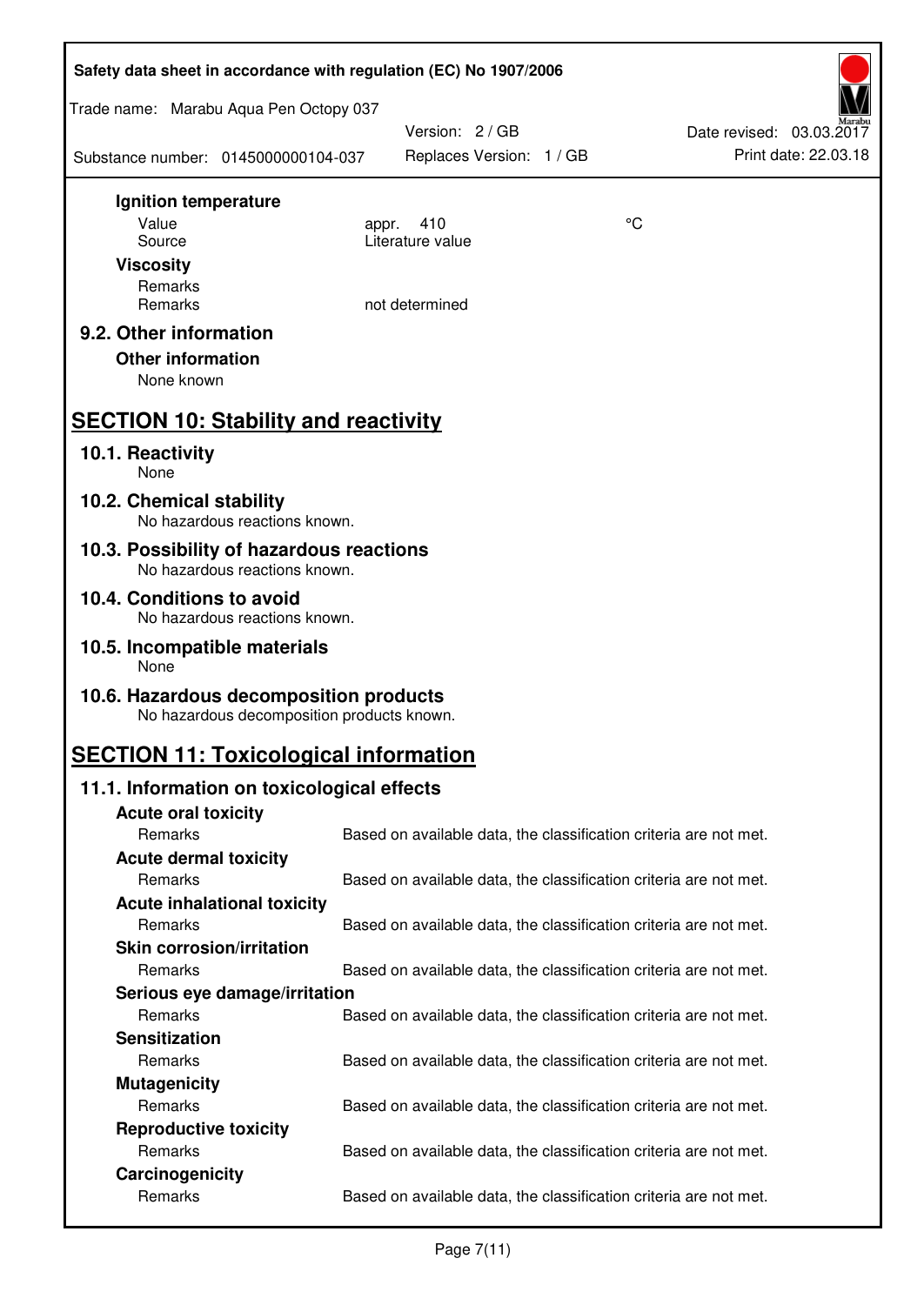**Ignition temperature**

| | | |
|---|---|---|
| Value | appr. 410 | °C |
| Source | Literature value | |

**Viscosity**

| | |
|---|---|
| Remarks | |
| Remarks | not determined |

### 9.2. Other information

**Other information**

None known

## SECTION 10: Stability and reactivity

### 10.1. Reactivity

None

### 10.2. Chemical stability

No hazardous reactions known.

### 10.3. Possibility of hazardous reactions

No hazardous reactions known.

### 10.4. Conditions to avoid

No hazardous reactions known.

### 10.5. Incompatible materials

None

### 10.6. Hazardous decomposition products

No hazardous decomposition products known.

## SECTION 11: Toxicological information

### 11.1. Information on toxicological effects

**Acute oral toxicity**

Remarks: Based on available data, the classification criteria are not met.

**Acute dermal toxicity**

Remarks: Based on available data, the classification criteria are not met.

**Acute inhalational toxicity**

Remarks: Based on available data, the classification criteria are not met.

**Skin corrosion/irritation**

Remarks: Based on available data, the classification criteria are not met.

**Serious eye damage/irritation**

Remarks: Based on available data, the classification criteria are not met.

**Sensitization**

Remarks: Based on available data, the classification criteria are not met.

**Mutagenicity**

Remarks: Based on available data, the classification criteria are not met.

**Reproductive toxicity**

Remarks: Based on available data, the classification criteria are not met.

**Carcinogenicity**

Remarks: Based on available data, the classification criteria are not met.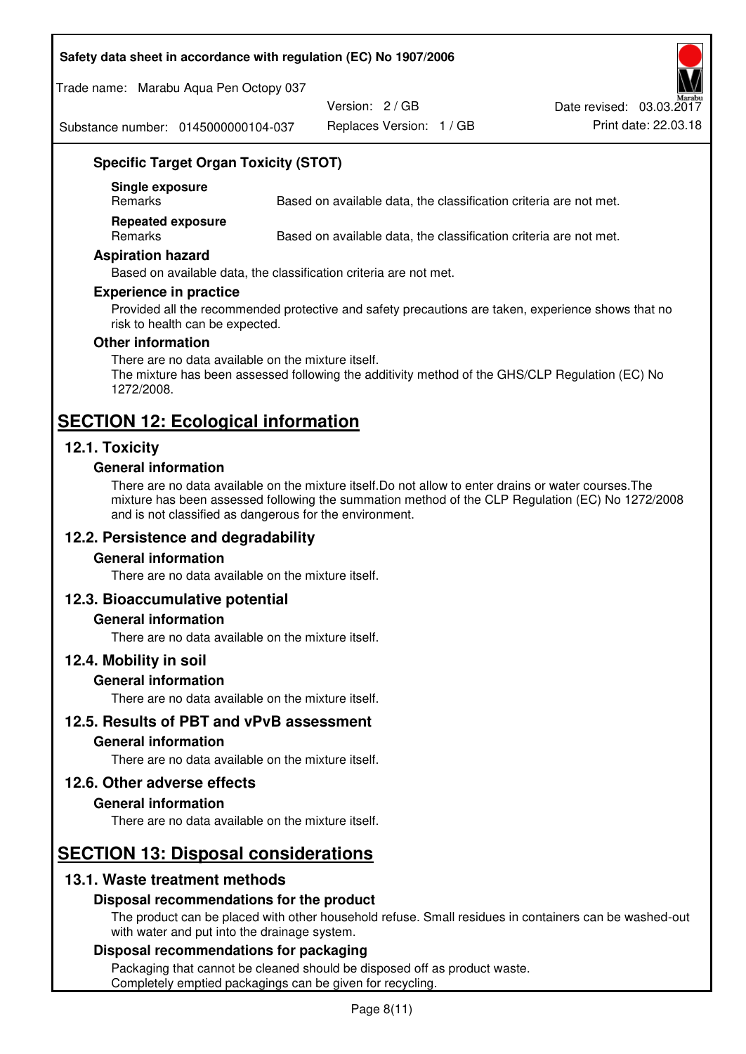### Specific Target Organ Toxicity (STOT)

**Single exposure**

| Remarks | Based on available data, the classification criteria are not met. |
| --- | --- |

**Repeated exposure**

| Remarks | Based on available data, the classification criteria are not met. |
| --- | --- |

### Aspiration hazard

Based on available data, the classification criteria are not met.

### Experience in practice

Provided all the recommended protective and safety precautions are taken, experience shows that no risk to health can be expected.

### Other information

There are no data available on the mixture itself.
The mixture has been assessed following the additivity method of the GHS/CLP Regulation (EC) No 1272/2008.

# SECTION 12: Ecological information

## 12.1. Toxicity

### General information

There are no data available on the mixture itself.Do not allow to enter drains or water courses.The mixture has been assessed following the summation method of the CLP Regulation (EC) No 1272/2008 and is not classified as dangerous for the environment.

## 12.2. Persistence and degradability

### General information

There are no data available on the mixture itself.

## 12.3. Bioaccumulative potential

### General information

There are no data available on the mixture itself.

## 12.4. Mobility in soil

### General information

There are no data available on the mixture itself.

## 12.5. Results of PBT and vPvB assessment

### General information

There are no data available on the mixture itself.

## 12.6. Other adverse effects

### General information

There are no data available on the mixture itself.

# SECTION 13: Disposal considerations

## 13.1. Waste treatment methods

### Disposal recommendations for the product

The product can be placed with other household refuse. Small residues in containers can be washed-out with water and put into the drainage system.

### Disposal recommendations for packaging

Packaging that cannot be cleaned should be disposed off as product waste.
Completely emptied packagings can be given for recycling.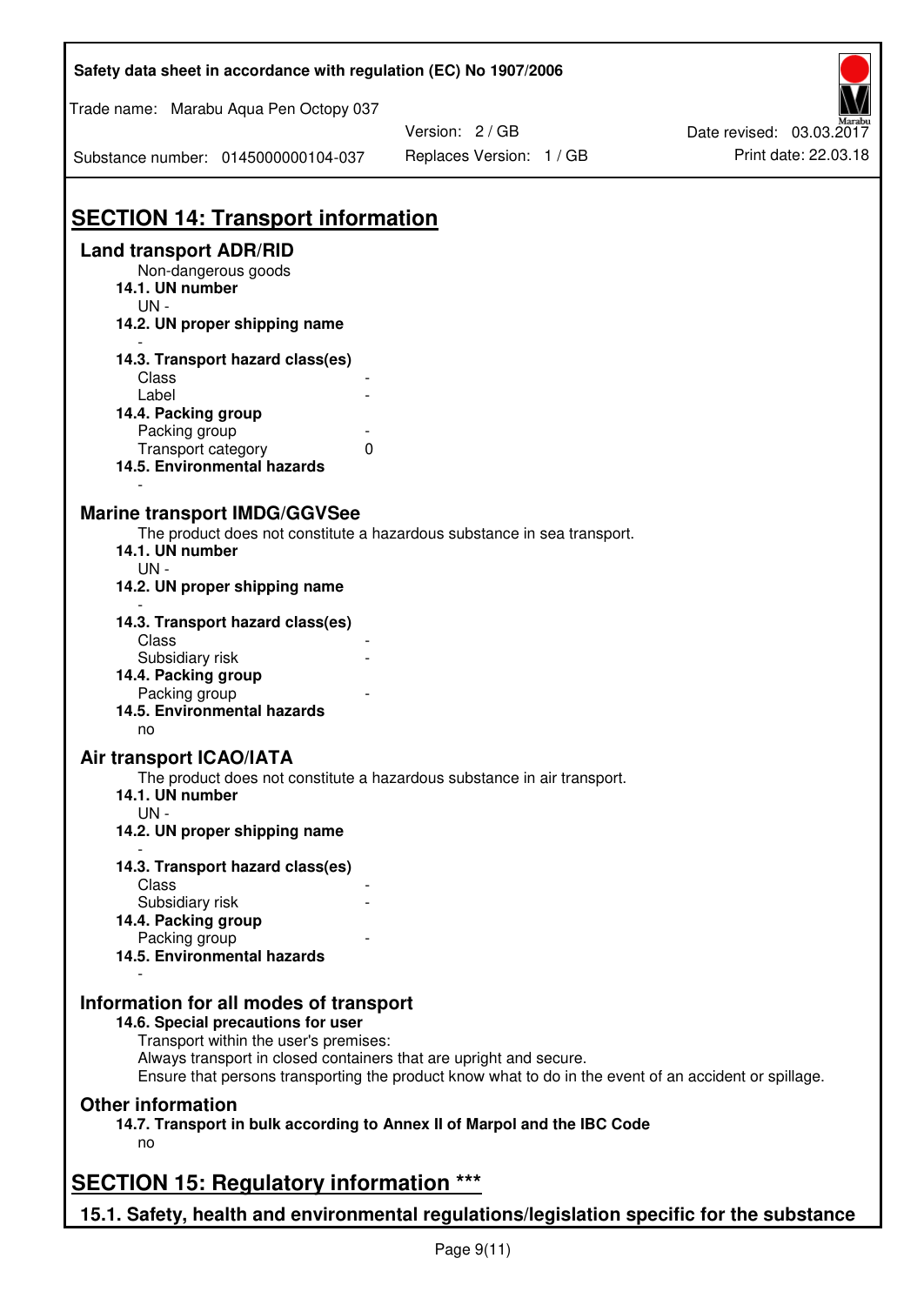## SECTION 14: Transport information

### Land transport ADR/RID

Non-dangerous goods

**14.1. UN number**

UN -

**14.2. UN proper shipping name**

-

**14.3. Transport hazard class(es)**

| | |
|---|---|
| Class | - |
| Label | - |

**14.4. Packing group**

| | |
|---|---|
| Packing group | - |
| Transport category | 0 |

**14.5. Environmental hazards**

-

### Marine transport IMDG/GGVSee

The product does not constitute a hazardous substance in sea transport.

**14.1. UN number**

UN -

**14.2. UN proper shipping name**

-

**14.3. Transport hazard class(es)**

| | |
|---|---|
| Class | - |
| Subsidiary risk | - |

**14.4. Packing group**

| | |
|---|---|
| Packing group | - |

**14.5. Environmental hazards**

no

### Air transport ICAO/IATA

The product does not constitute a hazardous substance in air transport.

**14.1. UN number**

UN -

**14.2. UN proper shipping name**

-

**14.3. Transport hazard class(es)**

| | |
|---|---|
| Class | - |
| Subsidiary risk | - |

**14.4. Packing group**

| | |
|---|---|
| Packing group | - |

**14.5. Environmental hazards**

-

### Information for all modes of transport

**14.6. Special precautions for user**

Transport within the user's premises:
Always transport in closed containers that are upright and secure.
Ensure that persons transporting the product know what to do in the event of an accident or spillage.

### Other information

**14.7. Transport in bulk according to Annex II of Marpol and the IBC Code**

no

## SECTION 15: Regulatory information ***

### 15.1. Safety, health and environmental regulations/legislation specific for the substance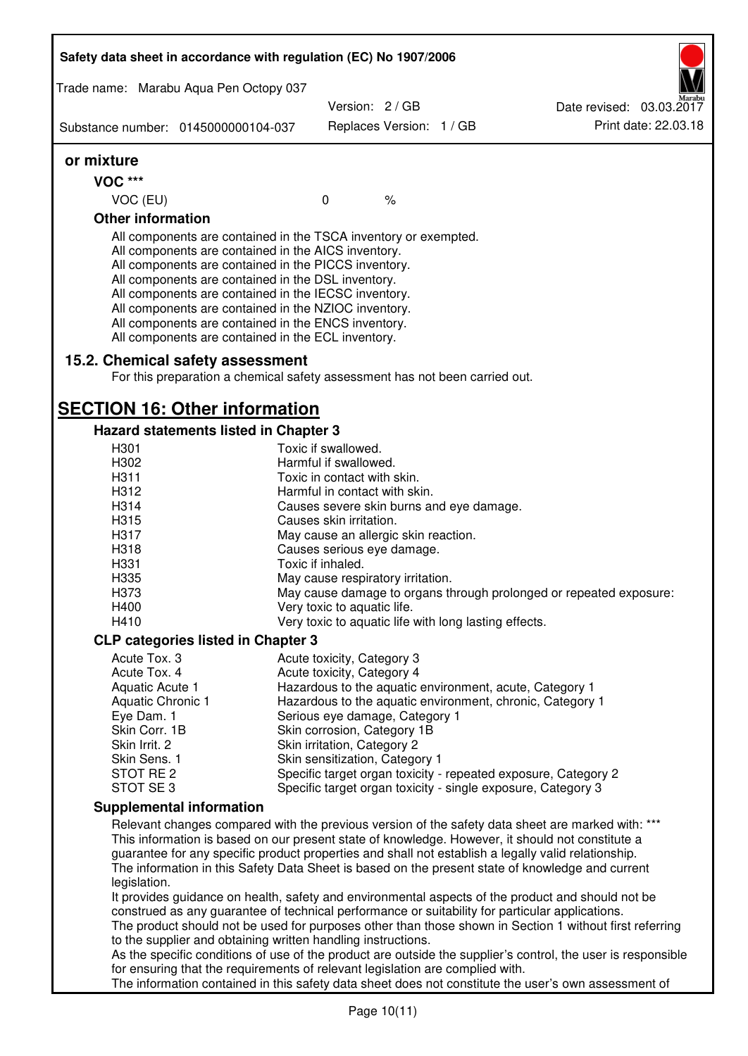### or mixture

#### VOC ***

| VOC (EU) | 0 | % |
|---|---|---|

#### Other information

All components are contained in the TSCA inventory or exempted.
All components are contained in the AICS inventory.
All components are contained in the PICCS inventory.
All components are contained in the DSL inventory.
All components are contained in the IECSC inventory.
All components are contained in the NZIOC inventory.
All components are contained in the ENCS inventory.
All components are contained in the ECL inventory.

### 15.2. Chemical safety assessment

For this preparation a chemical safety assessment has not been carried out.

## SECTION 16: Other information

### Hazard statements listed in Chapter 3

| | |
|---|---|
| H301 | Toxic if swallowed. |
| H302 | Harmful if swallowed. |
| H311 | Toxic in contact with skin. |
| H312 | Harmful in contact with skin. |
| H314 | Causes severe skin burns and eye damage. |
| H315 | Causes skin irritation. |
| H317 | May cause an allergic skin reaction. |
| H318 | Causes serious eye damage. |
| H331 | Toxic if inhaled. |
| H335 | May cause respiratory irritation. |
| H373 | May cause damage to organs through prolonged or repeated exposure: |
| H400 | Very toxic to aquatic life. |
| H410 | Very toxic to aquatic life with long lasting effects. |

### CLP categories listed in Chapter 3

| | |
|---|---|
| Acute Tox. 3 | Acute toxicity, Category 3 |
| Acute Tox. 4 | Acute toxicity, Category 4 |
| Aquatic Acute 1 | Hazardous to the aquatic environment, acute, Category 1 |
| Aquatic Chronic 1 | Hazardous to the aquatic environment, chronic, Category 1 |
| Eye Dam. 1 | Serious eye damage, Category 1 |
| Skin Corr. 1B | Skin corrosion, Category 1B |
| Skin Irrit. 2 | Skin irritation, Category 2 |
| Skin Sens. 1 | Skin sensitization, Category 1 |
| STOT RE 2 | Specific target organ toxicity - repeated exposure, Category 2 |
| STOT SE 3 | Specific target organ toxicity - single exposure, Category 3 |

### Supplemental information

Relevant changes compared with the previous version of the safety data sheet are marked with: ***
This information is based on our present state of knowledge. However, it should not constitute a guarantee for any specific product properties and shall not establish a legally valid relationship.
The information in this Safety Data Sheet is based on the present state of knowledge and current legislation.
It provides guidance on health, safety and environmental aspects of the product and should not be construed as any guarantee of technical performance or suitability for particular applications.
The product should not be used for purposes other than those shown in Section 1 without first referring to the supplier and obtaining written handling instructions.
As the specific conditions of use of the product are outside the supplier's control, the user is responsible for ensuring that the requirements of relevant legislation are complied with.
The information contained in this safety data sheet does not constitute the user's own assessment of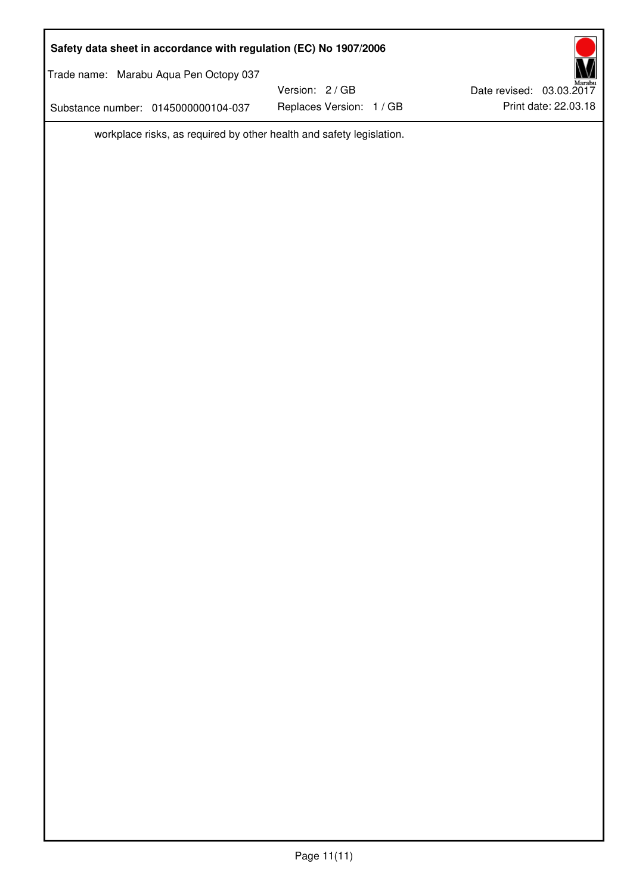workplace risks, as required by other health and safety legislation.